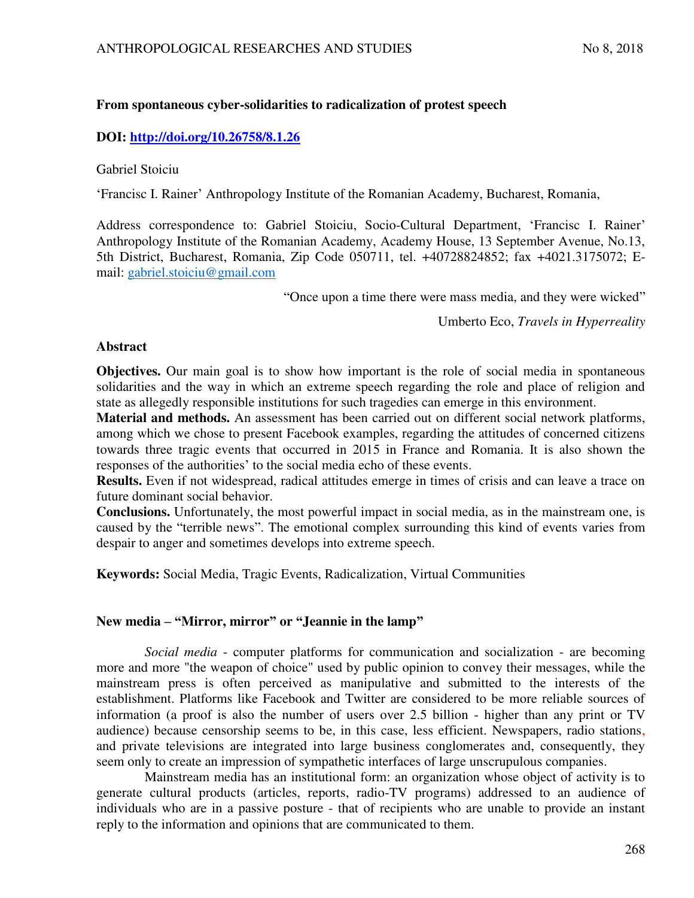# From spontaneous cyber-solidarities to radicalization of protest speech

**DOI: [http://doi.org/10.26758/8.1.26](http://doi.org/10.26758/8.1.26)**

Gabriel Stoiciu

'Francisc I. Rainer' Anthropology Institute of the Romanian Academy, Bucharest, Romania,

Address correspondence to: Gabriel Stoiciu, Socio-Cultural Department, 'Francisc I. Rainer' Anthropology Institute of the Romanian Academy, Academy House, 13 September Avenue, No.13, 5th District, Bucharest, Romania, Zip Code 050711, tel. +40728824852; fax +4021.3175072; E-mail: gabriel.stoiciu@gmail.com

> "Once upon a time there were mass media, and they were wicked"
>
> Umberto Eco, *Travels in Hyperreality*

## Abstract

**Objectives.** Our main goal is to show how important is the role of social media in spontaneous solidarities and the way in which an extreme speech regarding the role and place of religion and state as allegedly responsible institutions for such tragedies can emerge in this environment.
**Material and methods.** An assessment has been carried out on different social network platforms, among which we chose to present Facebook examples, regarding the attitudes of concerned citizens towards three tragic events that occurred in 2015 in France and Romania. It is also shown the responses of the authorities' to the social media echo of these events.
**Results.** Even if not widespread, radical attitudes emerge in times of crisis and can leave a trace on future dominant social behavior.
**Conclusions.** Unfortunately, the most powerful impact in social media, as in the mainstream one, is caused by the "terrible news". The emotional complex surrounding this kind of events varies from despair to anger and sometimes develops into extreme speech.

**Keywords:** Social Media, Tragic Events, Radicalization, Virtual Communities

## New media – "Mirror, mirror" or "Jeannie in the lamp"

*Social media* - computer platforms for communication and socialization - are becoming more and more "the weapon of choice" used by public opinion to convey their messages, while the mainstream press is often perceived as manipulative and submitted to the interests of the establishment. Platforms like Facebook and Twitter are considered to be more reliable sources of information (a proof is also the number of users over 2.5 billion - higher than any print or TV audience) because censorship seems to be, in this case, less efficient. Newspapers, radio stations, and private televisions are integrated into large business conglomerates and, consequently, they seem only to create an impression of sympathetic interfaces of large unscrupulous companies.

Mainstream media has an institutional form: an organization whose object of activity is to generate cultural products (articles, reports, radio-TV programs) addressed to an audience of individuals who are in a passive posture - that of recipients who are unable to provide an instant reply to the information and opinions that are communicated to them.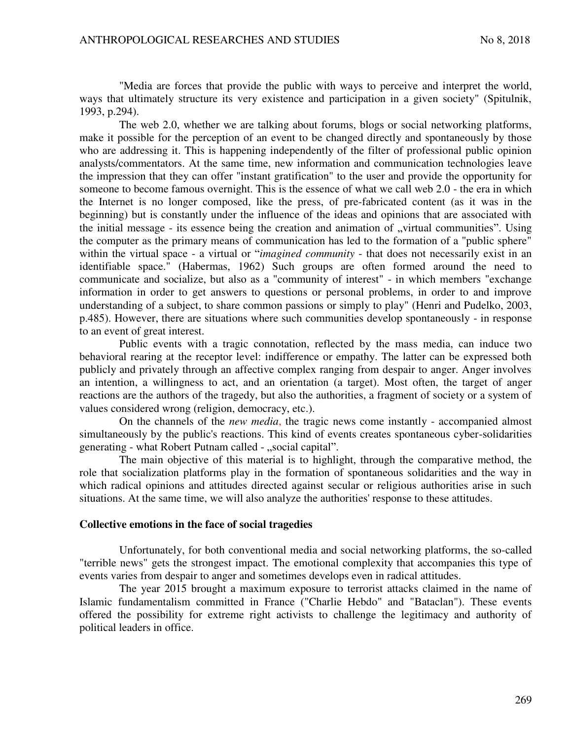"Media are forces that provide the public with ways to perceive and interpret the world, ways that ultimately structure its very existence and participation in a given society" (Spitulnik, 1993, p.294).

The web 2.0, whether we are talking about forums, blogs or social networking platforms, make it possible for the perception of an event to be changed directly and spontaneously by those who are addressing it. This is happening independently of the filter of professional public opinion analysts/commentators. At the same time, new information and communication technologies leave the impression that they can offer "instant gratification" to the user and provide the opportunity for someone to become famous overnight. This is the essence of what we call web 2.0 - the era in which the Internet is no longer composed, like the press, of pre-fabricated content (as it was in the beginning) but is constantly under the influence of the ideas and opinions that are associated with the initial message - its essence being the creation and animation of „virtual communities". Using the computer as the primary means of communication has led to the formation of a "public sphere" within the virtual space - a virtual or "*imagined community* - that does not necessarily exist in an identifiable space." (Habermas, 1962) Such groups are often formed around the need to communicate and socialize, but also as a "community of interest" - in which members "exchange information in order to get answers to questions or personal problems, in order to and improve understanding of a subject, to share common passions or simply to play" (Henri and Pudelko, 2003, p.485). However, there are situations where such communities develop spontaneously - in response to an event of great interest.

Public events with a tragic connotation, reflected by the mass media, can induce two behavioral rearing at the receptor level: indifference or empathy. The latter can be expressed both publicly and privately through an affective complex ranging from despair to anger. Anger involves an intention, a willingness to act, and an orientation (a target). Most often, the target of anger reactions are the authors of the tragedy, but also the authorities, a fragment of society or a system of values considered wrong (religion, democracy, etc.).

On the channels of the *new media*, the tragic news come instantly - accompanied almost simultaneously by the public's reactions. This kind of events creates spontaneous cyber-solidarities generating - what Robert Putnam called - „social capital".

The main objective of this material is to highlight, through the comparative method, the role that socialization platforms play in the formation of spontaneous solidarities and the way in which radical opinions and attitudes directed against secular or religious authorities arise in such situations. At the same time, we will also analyze the authorities' response to these attitudes.

## Collective emotions in the face of social tragedies

Unfortunately, for both conventional media and social networking platforms, the so-called "terrible news" gets the strongest impact. The emotional complexity that accompanies this type of events varies from despair to anger and sometimes develops even in radical attitudes.

The year 2015 brought a maximum exposure to terrorist attacks claimed in the name of Islamic fundamentalism committed in France ("Charlie Hebdo" and "Bataclan"). These events offered the possibility for extreme right activists to challenge the legitimacy and authority of political leaders in office.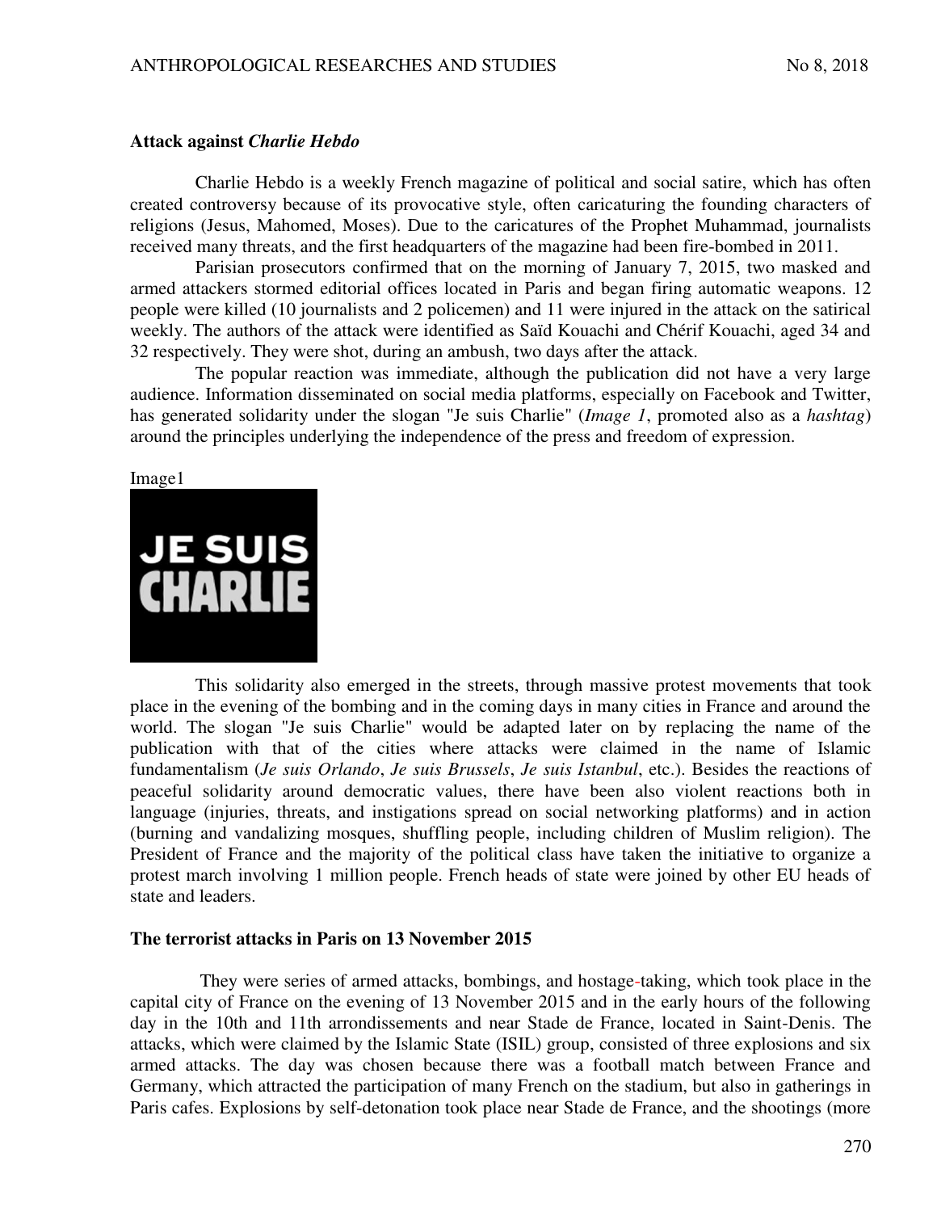**Attack against *Charlie Hebdo***

Charlie Hebdo is a weekly French magazine of political and social satire, which has often created controversy because of its provocative style, often caricaturing the founding characters of religions (Jesus, Mahomed, Moses). Due to the caricatures of the Prophet Muhammad, journalists received many threats, and the first headquarters of the magazine had been fire-bombed in 2011.

Parisian prosecutors confirmed that on the morning of January 7, 2015, two masked and armed attackers stormed editorial offices located in Paris and began firing automatic weapons. 12 people were killed (10 journalists and 2 policemen) and 11 were injured in the attack on the satirical weekly. The authors of the attack were identified as Saïd Kouachi and Chérif Kouachi, aged 34 and 32 respectively. They were shot, during an ambush, two days after the attack.

The popular reaction was immediate, although the publication did not have a very large audience. Information disseminated on social media platforms, especially on Facebook and Twitter, has generated solidarity under the slogan "Je suis Charlie" (*Image 1*, promoted also as a *hashtag*) around the principles underlying the independence of the press and freedom of expression.

Image1

JE SUIS CHARLIE

This solidarity also emerged in the streets, through massive protest movements that took place in the evening of the bombing and in the coming days in many cities in France and around the world. The slogan "Je suis Charlie" would be adapted later on by replacing the name of the publication with that of the cities where attacks were claimed in the name of Islamic fundamentalism (*Je suis Orlando*, *Je suis Brussels*, *Je suis Istanbul*, etc.). Besides the reactions of peaceful solidarity around democratic values, there have been also violent reactions both in language (injuries, threats, and instigations spread on social networking platforms) and in action (burning and vandalizing mosques, shuffling people, including children of Muslim religion). The President of France and the majority of the political class have taken the initiative to organize a protest march involving 1 million people. French heads of state were joined by other EU heads of state and leaders.

**The terrorist attacks in Paris on 13 November 2015**

They were series of armed attacks, bombings, and hostage-taking, which took place in the capital city of France on the evening of 13 November 2015 and in the early hours of the following day in the 10th and 11th arrondissements and near Stade de France, located in Saint-Denis. The attacks, which were claimed by the Islamic State (ISIL) group, consisted of three explosions and six armed attacks. The day was chosen because there was a football match between France and Germany, which attracted the participation of many French on the stadium, but also in gatherings in Paris cafes. Explosions by self-detonation took place near Stade de France, and the shootings (more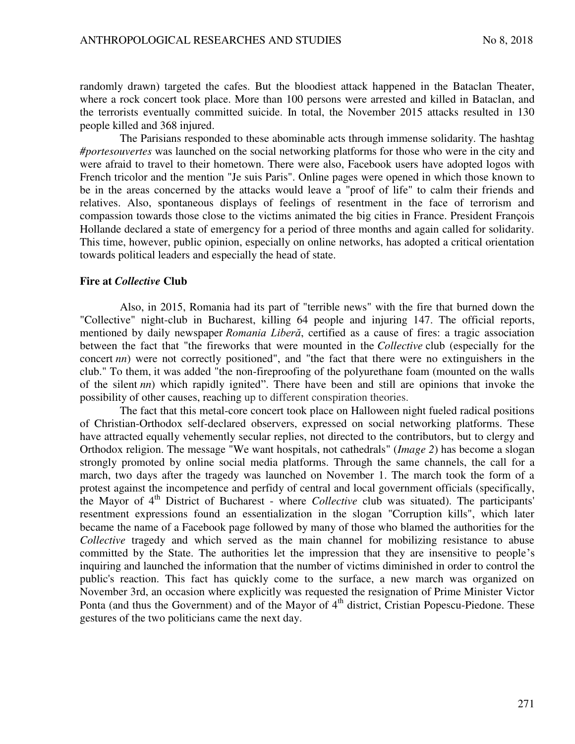randomly drawn) targeted the cafes. But the bloodiest attack happened in the Bataclan Theater, where a rock concert took place. More than 100 persons were arrested and killed in Bataclan, and the terrorists eventually committed suicide. In total, the November 2015 attacks resulted in 130 people killed and 368 injured.

The Parisians responded to these abominable acts through immense solidarity. The hashtag ***#portesouvertes*** was launched on the social networking platforms for those who were in the city and were afraid to travel to their hometown. There were also, Facebook users have adopted logos with French tricolor and the mention "Je suis Paris". Online pages were opened in which those known to be in the areas concerned by the attacks would leave a "proof of life" to calm their friends and relatives. Also, spontaneous displays of feelings of resentment in the face of terrorism and compassion towards those close to the victims animated the big cities in France. President François Hollande declared a state of emergency for a period of three months and again called for solidarity. This time, however, public opinion, especially on online networks, has adopted a critical orientation towards political leaders and especially the head of state.

**Fire at *Collective* Club**

Also, in 2015, Romania had its part of "terrible news" with the fire that burned down the "Collective" night-club in Bucharest, killing 64 people and injuring 147. The official reports, mentioned by daily newspaper *Romania Liberă*, certified as a cause of fires: a tragic association between the fact that "the fireworks that were mounted in the *Collective* club (especially for the concert *nn*) were not correctly positioned", and "the fact that there were no extinguishers in the club." To them, it was added "the non-fireproofing of the polyurethane foam (mounted on the walls of the silent *nn*) which rapidly ignited". There have been and still are opinions that invoke the possibility of other causes, reaching up to different conspiration theories.

The fact that this metal-core concert took place on Halloween night fueled radical positions of Christian-Orthodox self-declared observers, expressed on social networking platforms. These have attracted equally vehemently secular replies, not directed to the contributors, but to clergy and Orthodox religion. The message "We want hospitals, not cathedrals" (*Image 2*) has become a slogan strongly promoted by online social media platforms. Through the same channels, the call for a march, two days after the tragedy was launched on November 1. The march took the form of a protest against the incompetence and perfidy of central and local government officials (specifically, the Mayor of 4th District of Bucharest - where *Collective* club was situated). The participants' resentment expressions found an essentialization in the slogan "Corruption kills", which later became the name of a Facebook page followed by many of those who blamed the authorities for the *Collective* tragedy and which served as the main channel for mobilizing resistance to abuse committed by the State. The authorities let the impression that they are insensitive to people's inquiring and launched the information that the number of victims diminished in order to control the public's reaction. This fact has quickly come to the surface, a new march was organized on November 3rd, an occasion where explicitly was requested the resignation of Prime Minister Victor Ponta (and thus the Government) and of the Mayor of 4th district, Cristian Popescu-Piedone. These gestures of the two politicians came the next day.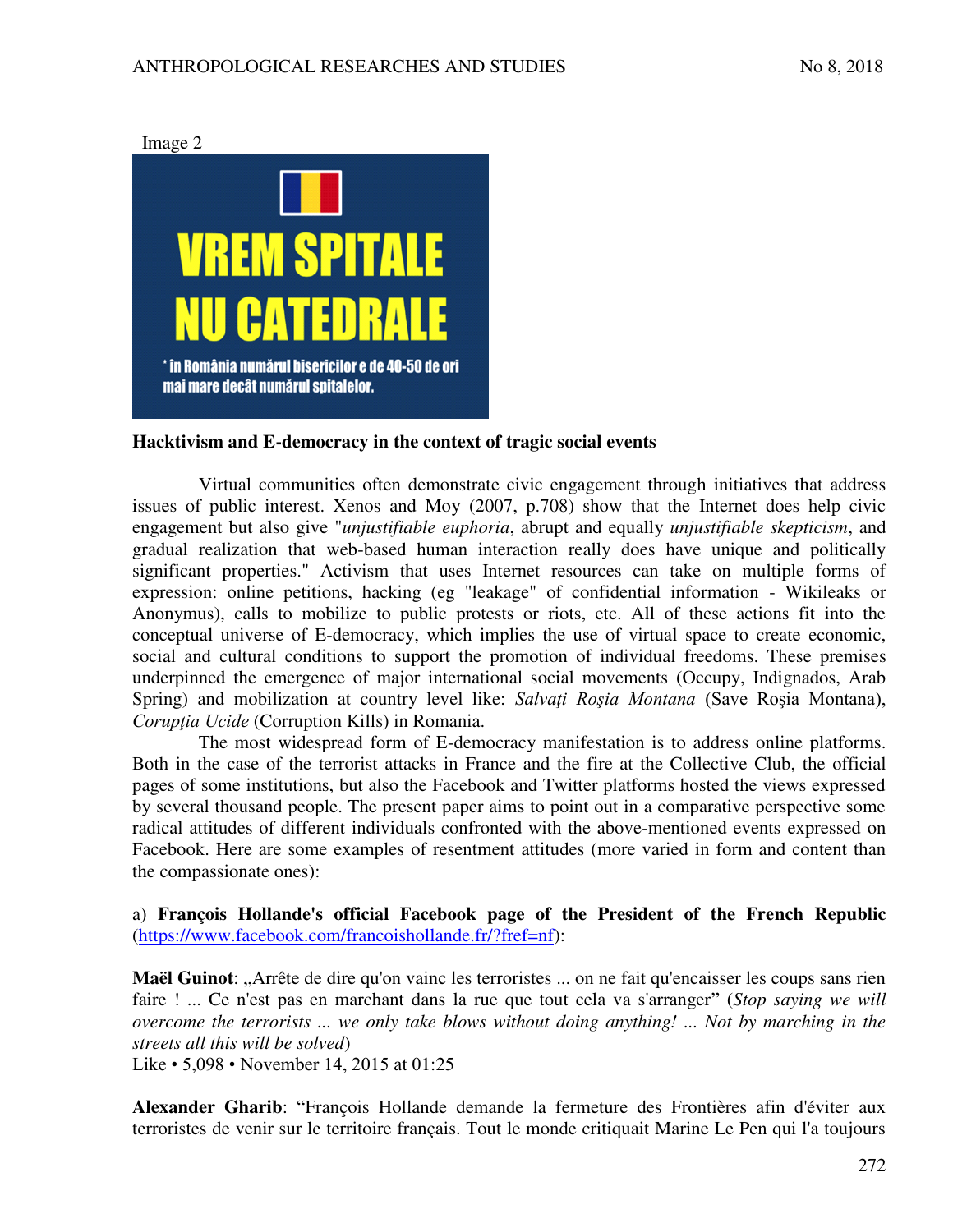Image 2

VREM SPITALE NU CATEDRALE

* în România numărul bisericilor e de 40-50 de ori mai mare decât numărul spitalelor.

**Hacktivism and E-democracy in the context of tragic social events**

Virtual communities often demonstrate civic engagement through initiatives that address issues of public interest. Xenos and Moy (2007, p.708) show that the Internet does help civic engagement but also give "*unjustifiable euphoria*, abrupt and equally *unjustifiable skepticism*, and gradual realization that web-based human interaction really does have unique and politically significant properties." Activism that uses Internet resources can take on multiple forms of expression: online petitions, hacking (eg "leakage" of confidential information - Wikileaks or Anonymus), calls to mobilize to public protests or riots, etc. All of these actions fit into the conceptual universe of E-democracy, which implies the use of virtual space to create economic, social and cultural conditions to support the promotion of individual freedoms. These premises underpinned the emergence of major international social movements (Occupy, Indignados, Arab Spring) and mobilization at country level like: *Salvați Roșia Montana* (Save Roșia Montana), *Corupția Ucide* (Corruption Kills) in Romania.

The most widespread form of E-democracy manifestation is to address online platforms. Both in the case of the terrorist attacks in France and the fire at the Collective Club, the official pages of some institutions, but also the Facebook and Twitter platforms hosted the views expressed by several thousand people. The present paper aims to point out in a comparative perspective some radical attitudes of different individuals confronted with the above-mentioned events expressed on Facebook. Here are some examples of resentment attitudes (more varied in form and content than the compassionate ones):

a) **François Hollande's official Facebook page of the President of the French Republic** (https://www.facebook.com/francoishollande.fr/?fref=nf):

**Maël Guinot**: „Arrête de dire qu'on vainc les terroristes ... on ne fait qu'encaisser les coups sans rien faire ! ... Ce n'est pas en marchant dans la rue que tout cela va s'arranger" (*Stop saying we will overcome the terrorists ... we only take blows without doing anything! ... Not by marching in the streets all this will be solved*)
Like • 5,098 • November 14, 2015 at 01:25

**Alexander Gharib**: "François Hollande demande la fermeture des Frontières afin d'éviter aux terroristes de venir sur le territoire français. Tout le monde critiquait Marine Le Pen qui l'a toujours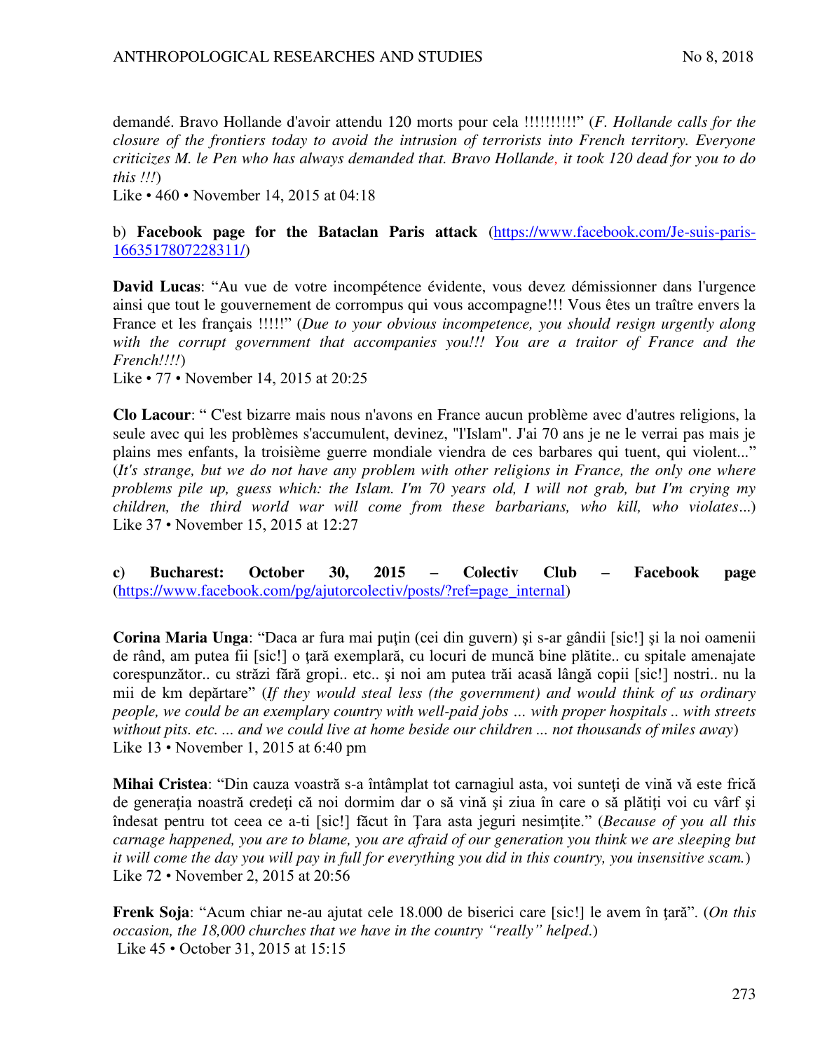demandé. Bravo Hollande d'avoir attendu 120 morts pour cela !!!!!!!!!" (*F. Hollande calls for the closure of the frontiers today to avoid the intrusion of terrorists into French territory. Everyone criticizes M. le Pen who has always demanded that. Bravo Hollande, it took 120 dead for you to do this !!!*)
Like • 460 • November 14, 2015 at 04:18

b) **Facebook page for the Bataclan Paris attack** (https://www.facebook.com/Je-suis-paris-1663517807228311/)

**David Lucas**: "Au vue de votre incompétence évidente, vous devez démissionner dans l'urgence ainsi que tout le gouvernement de corrompus qui vous accompagne!!! Vous êtes un traître envers la France et les français !!!!!" (*Due to your obvious incompetence, you should resign urgently along with the corrupt government that accompanies you!!! You are a traitor of France and the French!!!!*)
Like • 77 • November 14, 2015 at 20:25

**Clo Lacour**: " C'est bizarre mais nous n'avons en France aucun problème avec d'autres religions, la seule avec qui les problèmes s'accumulent, devinez, "l'Islam". J'ai 70 ans je ne le verrai pas mais je plains mes enfants, la troisième guerre mondiale viendra de ces barbares qui tuent, qui violent..." (*It's strange, but we do not have any problem with other religions in France, the only one where problems pile up, guess which: the Islam. I'm 70 years old, I will not grab, but I'm crying my children, the third world war will come from these barbarians, who kill, who violates*...)
Like 37 • November 15, 2015 at 12:27

**c) Bucharest: October 30, 2015 – Colectiv Club – Facebook page** (https://www.facebook.com/pg/ajutorcolectiv/posts/?ref=page_internal)

**Corina Maria Unga**: "Daca ar fura mai puţin (cei din guvern) şi s-ar gândii [sic!] şi la noi oamenii de rând, am putea fii [sic!] o ţară exemplară, cu locuri de muncă bine plătite.. cu spitale amenajate corespunzător.. cu străzi fără gropi.. etc.. şi noi am putea trăi acasă lângă copii [sic!] nostri.. nu la mii de km depărtare" (*If they would steal less (the government) and would think of us ordinary people, we could be an exemplary country with well-paid jobs ... with proper hospitals .. with streets without pits. etc. ... and we could live at home beside our children ... not thousands of miles away*)
Like 13 • November 1, 2015 at 6:40 pm

**Mihai Cristea**: "Din cauza voastră s-a întâmplat tot carnagiul asta, voi sunteţi de vină vă este frică de generaţia noastră credeţi că noi dormim dar o să vină şi ziua în care o să plătiţi voi cu vârf şi îndesat pentru tot ceea ce a-ti [sic!] făcut în Ţara asta jeguri nesimţite." (*Because of you all this carnage happened, you are to blame, you are afraid of our generation you think we are sleeping but it will come the day you will pay in full for everything you did in this country, you insensitive scam.*)
Like 72 • November 2, 2015 at 20:56

**Frenk Soja**: "Acum chiar ne-au ajutat cele 18.000 de biserici care [sic!] le avem în ţară". (*On this occasion, the 18,000 churches that we have in the country "really" helped.*)
Like 45 • October 31, 2015 at 15:15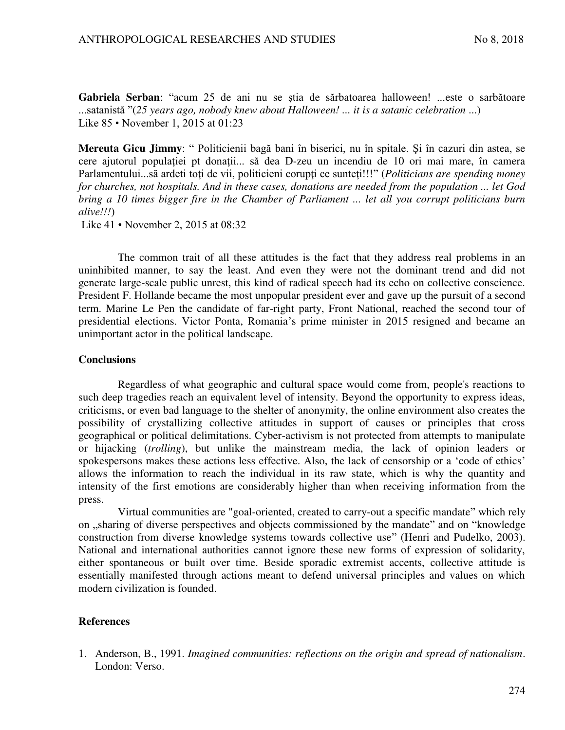**Gabriela Serban**: "acum 25 de ani nu se știa de sărbatoarea halloween! ...este o sarbătoare ...satanistă "(*25 years ago, nobody knew about Halloween! ... it is a satanic celebration ...*)
Like 85 • November 1, 2015 at 01:23

**Mereuta Gicu Jimmy**: " Politicienii bagă bani în biserici, nu în spitale. Şi în cazuri din astea, se cere ajutorul populaţiei pt donaţii... să dea D-zeu un incendiu de 10 ori mai mare, în camera Parlamentului...să ardeti toţi de vii, politicieni corupţi ce sunteți!!!" (*Politicians are spending money for churches, not hospitals. And in these cases, donations are needed from the population ... let God bring a 10 times bigger fire in the Chamber of Parliament ... let all you corrupt politicians burn alive!!!*)
Like 41 • November 2, 2015 at 08:32

The common trait of all these attitudes is the fact that they address real problems in an uninhibited manner, to say the least. And even they were not the dominant trend and did not generate large-scale public unrest, this kind of radical speech had its echo on collective conscience. President F. Hollande became the most unpopular president ever and gave up the pursuit of a second term. Marine Le Pen the candidate of far-right party, Front National, reached the second tour of presidential elections. Victor Ponta, Romania's prime minister in 2015 resigned and became an unimportant actor in the political landscape.

## Conclusions

Regardless of what geographic and cultural space would come from, people's reactions to such deep tragedies reach an equivalent level of intensity. Beyond the opportunity to express ideas, criticisms, or even bad language to the shelter of anonymity, the online environment also creates the possibility of crystallizing collective attitudes in support of causes or principles that cross geographical or political delimitations. Cyber-activism is not protected from attempts to manipulate or hijacking (*trolling*), but unlike the mainstream media, the lack of opinion leaders or spokespersons makes these actions less effective. Also, the lack of censorship or a 'code of ethics' allows the information to reach the individual in its raw state, which is why the quantity and intensity of the first emotions are considerably higher than when receiving information from the press.

Virtual communities are "goal-oriented, created to carry-out a specific mandate" which rely on „sharing of diverse perspectives and objects commissioned by the mandate" and on "knowledge construction from diverse knowledge systems towards collective use" (Henri and Pudelko, 2003). National and international authorities cannot ignore these new forms of expression of solidarity, either spontaneous or built over time. Beside sporadic extremist accents, collective attitude is essentially manifested through actions meant to defend universal principles and values on which modern civilization is founded.

## References

1. Anderson, B., 1991. *Imagined communities: reflections on the origin and spread of nationalism*. London: Verso.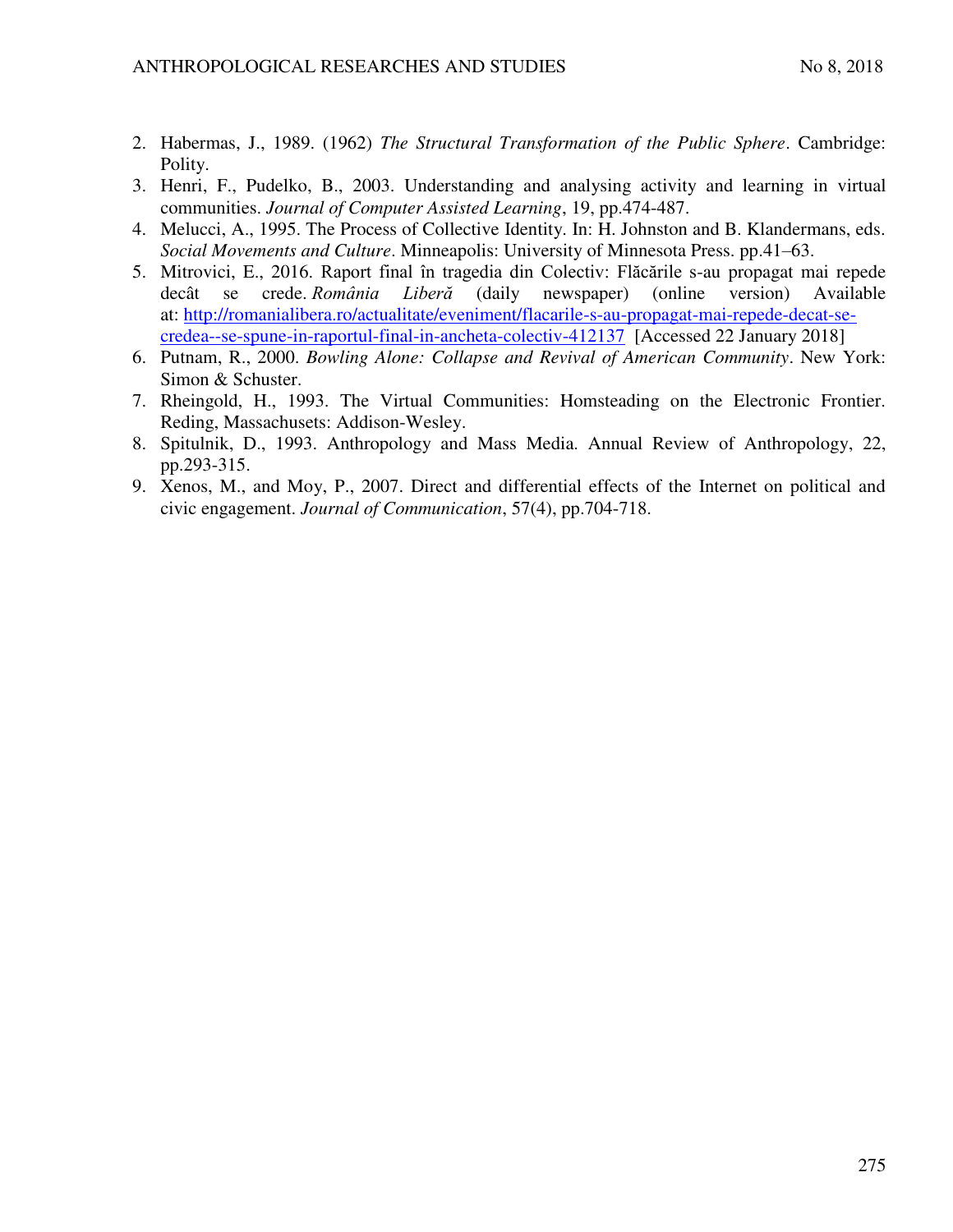2. Habermas, J., 1989. (1962) *The Structural Transformation of the Public Sphere*. Cambridge: Polity.
3. Henri, F., Pudelko, B., 2003. Understanding and analysing activity and learning in virtual communities. *Journal of Computer Assisted Learning*, 19, pp.474-487.
4. Melucci, A., 1995. The Process of Collective Identity. In: H. Johnston and B. Klandermans, eds. *Social Movements and Culture*. Minneapolis: University of Minnesota Press. pp.41–63.
5. Mitrovici, E., 2016. Raport final în tragedia din Colectiv: Flăcările s-au propagat mai repede decât se crede. *România Liberă* (daily newspaper) (online version) Available at: [http://romanialibera.ro/actualitate/eveniment/flacarile-s-au-propagat-mai-repede-decat-se-credea--se-spune-in-raportul-final-in-ancheta-colectiv-412137](http://romanialibera.ro/actualitate/eveniment/flacarile-s-au-propagat-mai-repede-decat-se-credea--se-spune-in-raportul-final-in-ancheta-colectiv-412137) [Accessed 22 January 2018]
6. Putnam, R., 2000. *Bowling Alone: Collapse and Revival of American Community*. New York: Simon & Schuster.
7. Rheingold, H., 1993. The Virtual Communities: Homsteading on the Electronic Frontier. Reding, Massachusets: Addison-Wesley.
8. Spitulnik, D., 1993. Anthropology and Mass Media. Annual Review of Anthropology, 22, pp.293-315.
9. Xenos, M., and Moy, P., 2007. Direct and differential effects of the Internet on political and civic engagement. *Journal of Communication*, 57(4), pp.704-718.